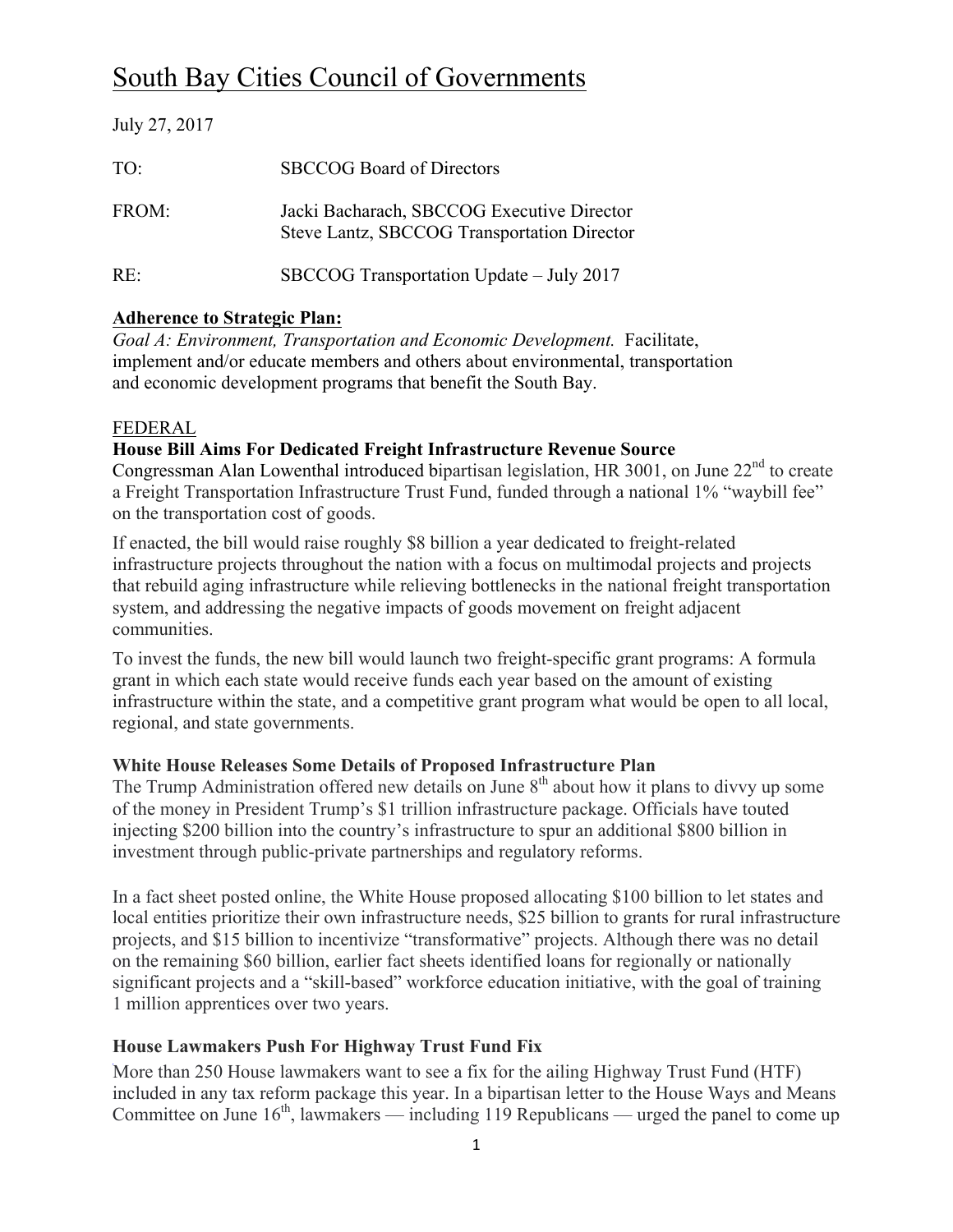# South Bay Cities Council of Governments

July 27, 2017

| | |
|---|---|
| TO: | SBCCOG Board of Directors |
| FROM: | Jacki Bacharach, SBCCOG Executive Director<br>Steve Lantz, SBCCOG Transportation Director |
| RE: | SBCCOG Transportation Update – July 2017 |

**Adherence to Strategic Plan:**

*Goal A: Environment, Transportation and Economic Development.* Facilitate, implement and/or educate members and others about environmental, transportation and economic development programs that benefit the South Bay.

## FEDERAL

### House Bill Aims For Dedicated Freight Infrastructure Revenue Source

Congressman Alan Lowenthal introduced bipartisan legislation, HR 3001, on June 22nd to create a Freight Transportation Infrastructure Trust Fund, funded through a national 1% "waybill fee" on the transportation cost of goods.

If enacted, the bill would raise roughly $8 billion a year dedicated to freight-related infrastructure projects throughout the nation with a focus on multimodal projects and projects that rebuild aging infrastructure while relieving bottlenecks in the national freight transportation system, and addressing the negative impacts of goods movement on freight adjacent communities.

To invest the funds, the new bill would launch two freight-specific grant programs: A formula grant in which each state would receive funds each year based on the amount of existing infrastructure within the state, and a competitive grant program what would be open to all local, regional, and state governments.

### White House Releases Some Details of Proposed Infrastructure Plan

The Trump Administration offered new details on June 8th about how it plans to divvy up some of the money in President Trump's $1 trillion infrastructure package. Officials have touted injecting $200 billion into the country's infrastructure to spur an additional $800 billion in investment through public-private partnerships and regulatory reforms.

In a fact sheet posted online, the White House proposed allocating $100 billion to let states and local entities prioritize their own infrastructure needs, $25 billion to grants for rural infrastructure projects, and $15 billion to incentivize "transformative" projects. Although there was no detail on the remaining $60 billion, earlier fact sheets identified loans for regionally or nationally significant projects and a "skill-based" workforce education initiative, with the goal of training 1 million apprentices over two years.

### House Lawmakers Push For Highway Trust Fund Fix

More than 250 House lawmakers want to see a fix for the ailing Highway Trust Fund (HTF) included in any tax reform package this year. In a bipartisan letter to the House Ways and Means Committee on June 16th, lawmakers — including 119 Republicans — urged the panel to come up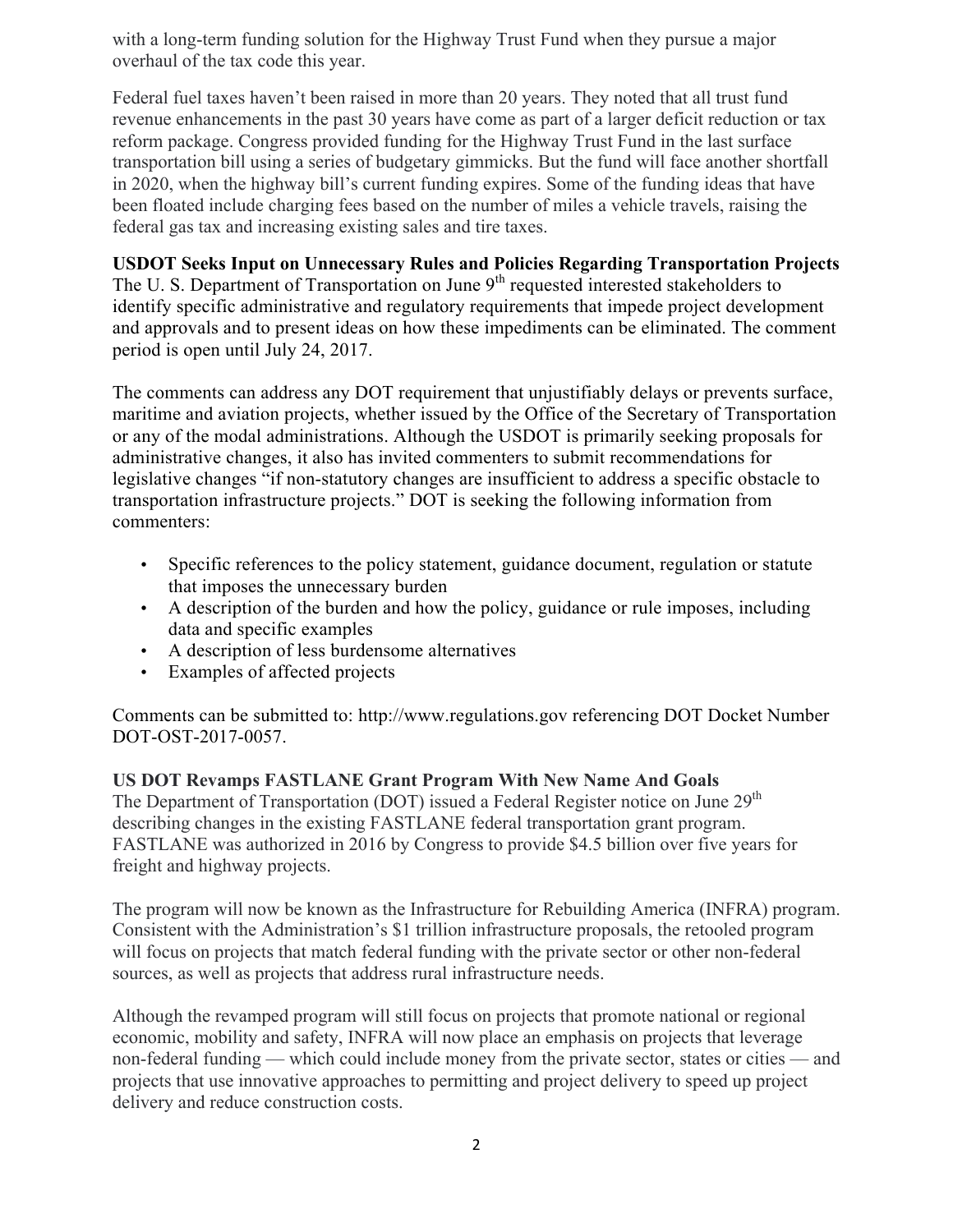with a long-term funding solution for the Highway Trust Fund when they pursue a major overhaul of the tax code this year.

Federal fuel taxes haven't been raised in more than 20 years. They noted that all trust fund revenue enhancements in the past 30 years have come as part of a larger deficit reduction or tax reform package. Congress provided funding for the Highway Trust Fund in the last surface transportation bill using a series of budgetary gimmicks. But the fund will face another shortfall in 2020, when the highway bill's current funding expires. Some of the funding ideas that have been floated include charging fees based on the number of miles a vehicle travels, raising the federal gas tax and increasing existing sales and tire taxes.

**USDOT Seeks Input on Unnecessary Rules and Policies Regarding Transportation Projects**

The U. S. Department of Transportation on June 9th requested interested stakeholders to identify specific administrative and regulatory requirements that impede project development and approvals and to present ideas on how these impediments can be eliminated. The comment period is open until July 24, 2017.

The comments can address any DOT requirement that unjustifiably delays or prevents surface, maritime and aviation projects, whether issued by the Office of the Secretary of Transportation or any of the modal administrations. Although the USDOT is primarily seeking proposals for administrative changes, it also has invited commenters to submit recommendations for legislative changes "if non-statutory changes are insufficient to address a specific obstacle to transportation infrastructure projects." DOT is seeking the following information from commenters:

- Specific references to the policy statement, guidance document, regulation or statute that imposes the unnecessary burden
- A description of the burden and how the policy, guidance or rule imposes, including data and specific examples
- A description of less burdensome alternatives
- Examples of affected projects

Comments can be submitted to: http://www.regulations.gov referencing DOT Docket Number DOT-OST-2017-0057.

**US DOT Revamps FASTLANE Grant Program With New Name And Goals**

The Department of Transportation (DOT) issued a Federal Register notice on June 29th describing changes in the existing FASTLANE federal transportation grant program. FASTLANE was authorized in 2016 by Congress to provide $4.5 billion over five years for freight and highway projects.

The program will now be known as the Infrastructure for Rebuilding America (INFRA) program. Consistent with the Administration's $1 trillion infrastructure proposals, the retooled program will focus on projects that match federal funding with the private sector or other non-federal sources, as well as projects that address rural infrastructure needs.

Although the revamped program will still focus on projects that promote national or regional economic, mobility and safety, INFRA will now place an emphasis on projects that leverage non-federal funding — which could include money from the private sector, states or cities — and projects that use innovative approaches to permitting and project delivery to speed up project delivery and reduce construction costs.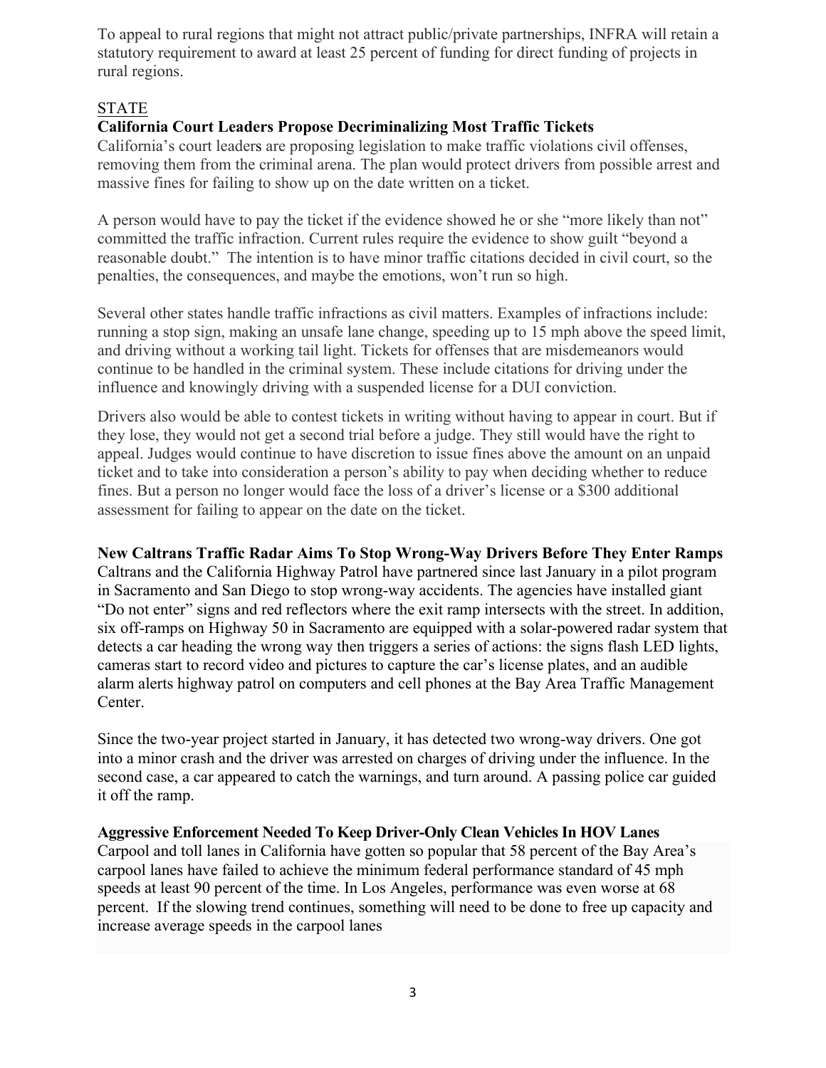To appeal to rural regions that might not attract public/private partnerships, INFRA will retain a statutory requirement to award at least 25 percent of funding for direct funding of projects in rural regions.

## STATE

### California Court Leaders Propose Decriminalizing Most Traffic Tickets

California's court leaders are proposing legislation to make traffic violations civil offenses, removing them from the criminal arena. The plan would protect drivers from possible arrest and massive fines for failing to show up on the date written on a ticket.

A person would have to pay the ticket if the evidence showed he or she "more likely than not" committed the traffic infraction. Current rules require the evidence to show guilt "beyond a reasonable doubt." The intention is to have minor traffic citations decided in civil court, so the penalties, the consequences, and maybe the emotions, won't run so high.

Several other states handle traffic infractions as civil matters. Examples of infractions include: running a stop sign, making an unsafe lane change, speeding up to 15 mph above the speed limit, and driving without a working tail light. Tickets for offenses that are misdemeanors would continue to be handled in the criminal system. These include citations for driving under the influence and knowingly driving with a suspended license for a DUI conviction.

Drivers also would be able to contest tickets in writing without having to appear in court. But if they lose, they would not get a second trial before a judge. They still would have the right to appeal. Judges would continue to have discretion to issue fines above the amount on an unpaid ticket and to take into consideration a person's ability to pay when deciding whether to reduce fines. But a person no longer would face the loss of a driver's license or a $300 additional assessment for failing to appear on the date on the ticket.

### New Caltrans Traffic Radar Aims To Stop Wrong-Way Drivers Before They Enter Ramps

Caltrans and the California Highway Patrol have partnered since last January in a pilot program in Sacramento and San Diego to stop wrong-way accidents. The agencies have installed giant "Do not enter" signs and red reflectors where the exit ramp intersects with the street. In addition, six off-ramps on Highway 50 in Sacramento are equipped with a solar-powered radar system that detects a car heading the wrong way then triggers a series of actions: the signs flash LED lights, cameras start to record video and pictures to capture the car's license plates, and an audible alarm alerts highway patrol on computers and cell phones at the Bay Area Traffic Management Center.

Since the two-year project started in January, it has detected two wrong-way drivers. One got into a minor crash and the driver was arrested on charges of driving under the influence. In the second case, a car appeared to catch the warnings, and turn around. A passing police car guided it off the ramp.

### Aggressive Enforcement Needed To Keep Driver-Only Clean Vehicles In HOV Lanes

Carpool and toll lanes in California have gotten so popular that 58 percent of the Bay Area's carpool lanes have failed to achieve the minimum federal performance standard of 45 mph speeds at least 90 percent of the time. In Los Angeles, performance was even worse at 68 percent. If the slowing trend continues, something will need to be done to free up capacity and increase average speeds in the carpool lanes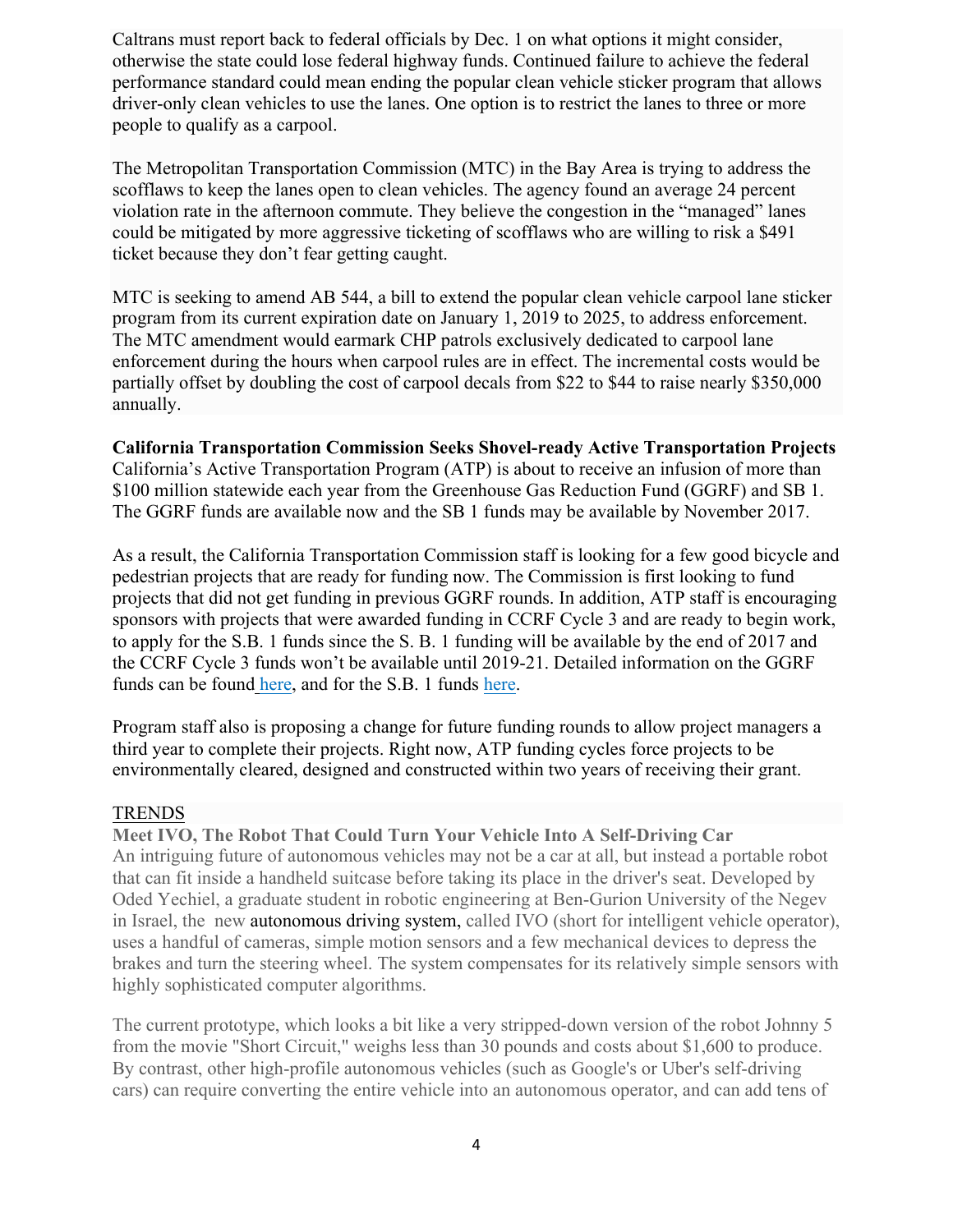Caltrans must report back to federal officials by Dec. 1 on what options it might consider, otherwise the state could lose federal highway funds. Continued failure to achieve the federal performance standard could mean ending the popular clean vehicle sticker program that allows driver-only clean vehicles to use the lanes. One option is to restrict the lanes to three or more people to qualify as a carpool.

The Metropolitan Transportation Commission (MTC) in the Bay Area is trying to address the scofflaws to keep the lanes open to clean vehicles. The agency found an average 24 percent violation rate in the afternoon commute. They believe the congestion in the "managed" lanes could be mitigated by more aggressive ticketing of scofflaws who are willing to risk a $491 ticket because they don't fear getting caught.

MTC is seeking to amend AB 544, a bill to extend the popular clean vehicle carpool lane sticker program from its current expiration date on January 1, 2019 to 2025, to address enforcement. The MTC amendment would earmark CHP patrols exclusively dedicated to carpool lane enforcement during the hours when carpool rules are in effect. The incremental costs would be partially offset by doubling the cost of carpool decals from $22 to $44 to raise nearly $350,000 annually.

**California Transportation Commission Seeks Shovel-ready Active Transportation Projects**

California's Active Transportation Program (ATP) is about to receive an infusion of more than $100 million statewide each year from the Greenhouse Gas Reduction Fund (GGRF) and SB 1. The GGRF funds are available now and the SB 1 funds may be available by November 2017.

As a result, the California Transportation Commission staff is looking for a few good bicycle and pedestrian projects that are ready for funding now. The Commission is first looking to fund projects that did not get funding in previous GGRF rounds. In addition, ATP staff is encouraging sponsors with projects that were awarded funding in CCRF Cycle 3 and are ready to begin work, to apply for the S.B. 1 funds since the S. B. 1 funding will be available by the end of 2017 and the CCRF Cycle 3 funds won't be available until 2019-21. Detailed information on the GGRF funds can be found here, and for the S.B. 1 funds here.

Program staff also is proposing a change for future funding rounds to allow project managers a third year to complete their projects. Right now, ATP funding cycles force projects to be environmentally cleared, designed and constructed within two years of receiving their grant.

## TRENDS

**Meet IVO, The Robot That Could Turn Your Vehicle Into A Self-Driving Car**

An intriguing future of autonomous vehicles may not be a car at all, but instead a portable robot that can fit inside a handheld suitcase before taking its place in the driver's seat. Developed by Oded Yechiel, a graduate student in robotic engineering at Ben-Gurion University of the Negev in Israel, the new autonomous driving system, called IVO (short for intelligent vehicle operator), uses a handful of cameras, simple motion sensors and a few mechanical devices to depress the brakes and turn the steering wheel. The system compensates for its relatively simple sensors with highly sophisticated computer algorithms.

The current prototype, which looks a bit like a very stripped-down version of the robot Johnny 5 from the movie "Short Circuit," weighs less than 30 pounds and costs about $1,600 to produce. By contrast, other high-profile autonomous vehicles (such as Google's or Uber's self-driving cars) can require converting the entire vehicle into an autonomous operator, and can add tens of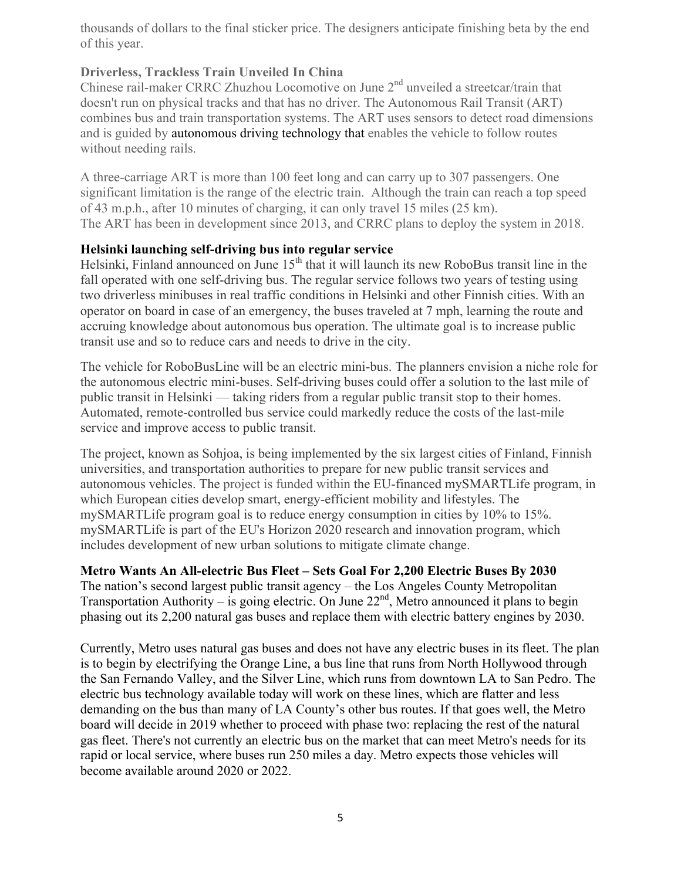thousands of dollars to the final sticker price. The designers anticipate finishing beta by the end of this year.

### Driverless, Trackless Train Unveiled In China

Chinese rail-maker CRRC Zhuzhou Locomotive on June 2nd unveiled a streetcar/train that doesn't run on physical tracks and that has no driver. The Autonomous Rail Transit (ART) combines bus and train transportation systems. The ART uses sensors to detect road dimensions and is guided by autonomous driving technology that enables the vehicle to follow routes without needing rails.

A three-carriage ART is more than 100 feet long and can carry up to 307 passengers. One significant limitation is the range of the electric train. Although the train can reach a top speed of 43 m.p.h., after 10 minutes of charging, it can only travel 15 miles (25 km). The ART has been in development since 2013, and CRRC plans to deploy the system in 2018.

### Helsinki launching self-driving bus into regular service

Helsinki, Finland announced on June 15th that it will launch its new RoboBus transit line in the fall operated with one self-driving bus. The regular service follows two years of testing using two driverless minibuses in real traffic conditions in Helsinki and other Finnish cities. With an operator on board in case of an emergency, the buses traveled at 7 mph, learning the route and accruing knowledge about autonomous bus operation. The ultimate goal is to increase public transit use and so to reduce cars and needs to drive in the city.

The vehicle for RoboBusLine will be an electric mini-bus. The planners envision a niche role for the autonomous electric mini-buses. Self-driving buses could offer a solution to the last mile of public transit in Helsinki — taking riders from a regular public transit stop to their homes. Automated, remote-controlled bus service could markedly reduce the costs of the last-mile service and improve access to public transit.

The project, known as Sohjoa, is being implemented by the six largest cities of Finland, Finnish universities, and transportation authorities to prepare for new public transit services and autonomous vehicles. The project is funded within the EU-financed mySMARTLife program, in which European cities develop smart, energy-efficient mobility and lifestyles. The mySMARTLife program goal is to reduce energy consumption in cities by 10% to 15%. mySMARTLife is part of the EU's Horizon 2020 research and innovation program, which includes development of new urban solutions to mitigate climate change.

### Metro Wants An All-electric Bus Fleet – Sets Goal For 2,200 Electric Buses By 2030

The nation's second largest public transit agency – the Los Angeles County Metropolitan Transportation Authority – is going electric. On June 22nd, Metro announced it plans to begin phasing out its 2,200 natural gas buses and replace them with electric battery engines by 2030.

Currently, Metro uses natural gas buses and does not have any electric buses in its fleet. The plan is to begin by electrifying the Orange Line, a bus line that runs from North Hollywood through the San Fernando Valley, and the Silver Line, which runs from downtown LA to San Pedro. The electric bus technology available today will work on these lines, which are flatter and less demanding on the bus than many of LA County's other bus routes. If that goes well, the Metro board will decide in 2019 whether to proceed with phase two: replacing the rest of the natural gas fleet. There's not currently an electric bus on the market that can meet Metro's needs for its rapid or local service, where buses run 250 miles a day. Metro expects those vehicles will become available around 2020 or 2022.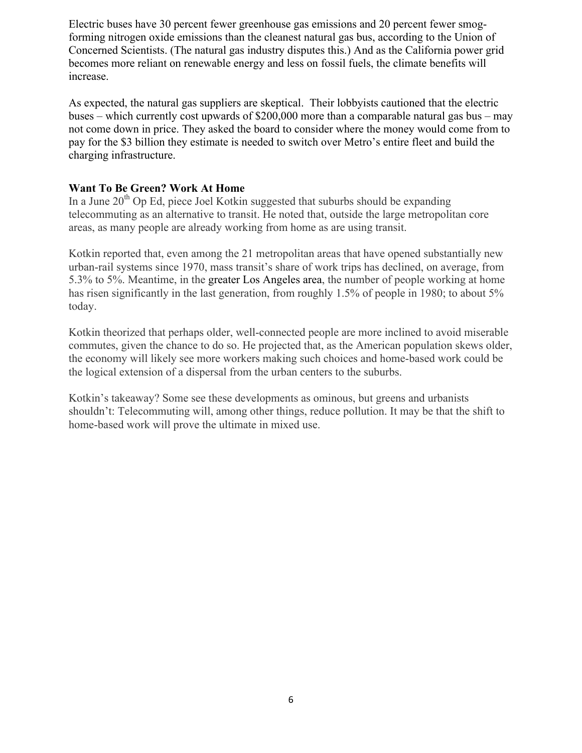Electric buses have 30 percent fewer greenhouse gas emissions and 20 percent fewer smog-forming nitrogen oxide emissions than the cleanest natural gas bus, according to the Union of Concerned Scientists. (The natural gas industry disputes this.) And as the California power grid becomes more reliant on renewable energy and less on fossil fuels, the climate benefits will increase.

As expected, the natural gas suppliers are skeptical. Their lobbyists cautioned that the electric buses – which currently cost upwards of $200,000 more than a comparable natural gas bus – may not come down in price. They asked the board to consider where the money would come from to pay for the $3 billion they estimate is needed to switch over Metro's entire fleet and build the charging infrastructure.

**Want To Be Green? Work At Home**

In a June 20th Op Ed, piece Joel Kotkin suggested that suburbs should be expanding telecommuting as an alternative to transit. He noted that, outside the large metropolitan core areas, as many people are already working from home as are using transit.

Kotkin reported that, even among the 21 metropolitan areas that have opened substantially new urban-rail systems since 1970, mass transit's share of work trips has declined, on average, from 5.3% to 5%. Meantime, in the greater Los Angeles area, the number of people working at home has risen significantly in the last generation, from roughly 1.5% of people in 1980; to about 5% today.

Kotkin theorized that perhaps older, well-connected people are more inclined to avoid miserable commutes, given the chance to do so. He projected that, as the American population skews older, the economy will likely see more workers making such choices and home-based work could be the logical extension of a dispersal from the urban centers to the suburbs.

Kotkin's takeaway? Some see these developments as ominous, but greens and urbanists shouldn't: Telecommuting will, among other things, reduce pollution. It may be that the shift to home-based work will prove the ultimate in mixed use.